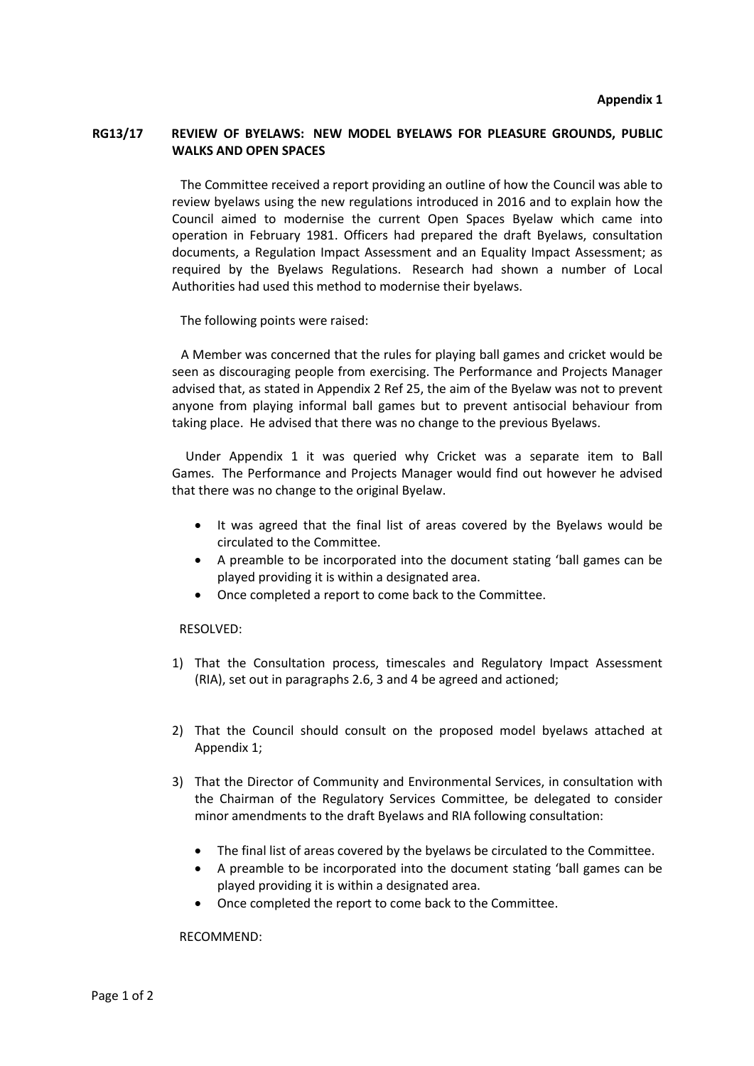**Appendix 1**

**RG13/17 REVIEW OF BYELAWS: NEW MODEL BYELAWS FOR PLEASURE GROUNDS, PUBLIC WALKS AND OPEN SPACES**

The Committee received a report providing an outline of how the Council was able to review byelaws using the new regulations introduced in 2016 and to explain how the Council aimed to modernise the current Open Spaces Byelaw which came into operation in February 1981. Officers had prepared the draft Byelaws, consultation documents, a Regulation Impact Assessment and an Equality Impact Assessment; as required by the Byelaws Regulations. Research had shown a number of Local Authorities had used this method to modernise their byelaws.

The following points were raised:

A Member was concerned that the rules for playing ball games and cricket would be seen as discouraging people from exercising. The Performance and Projects Manager advised that, as stated in Appendix 2 Ref 25, the aim of the Byelaw was not to prevent anyone from playing informal ball games but to prevent antisocial behaviour from taking place. He advised that there was no change to the previous Byelaws.

Under Appendix 1 it was queried why Cricket was a separate item to Ball Games. The Performance and Projects Manager would find out however he advised that there was no change to the original Byelaw.

- It was agreed that the final list of areas covered by the Byelaws would be circulated to the Committee.
- A preamble to be incorporated into the document stating 'ball games can be played providing it is within a designated area.
- Once completed a report to come back to the Committee.

RESOLVED:

1) That the Consultation process, timescales and Regulatory Impact Assessment (RIA), set out in paragraphs 2.6, 3 and 4 be agreed and actioned;

2) That the Council should consult on the proposed model byelaws attached at Appendix 1;

3) That the Director of Community and Environmental Services, in consultation with the Chairman of the Regulatory Services Committee, be delegated to consider minor amendments to the draft Byelaws and RIA following consultation:

   - The final list of areas covered by the byelaws be circulated to the Committee.
   - A preamble to be incorporated into the document stating 'ball games can be played providing it is within a designated area.
   - Once completed the report to come back to the Committee.

RECOMMEND: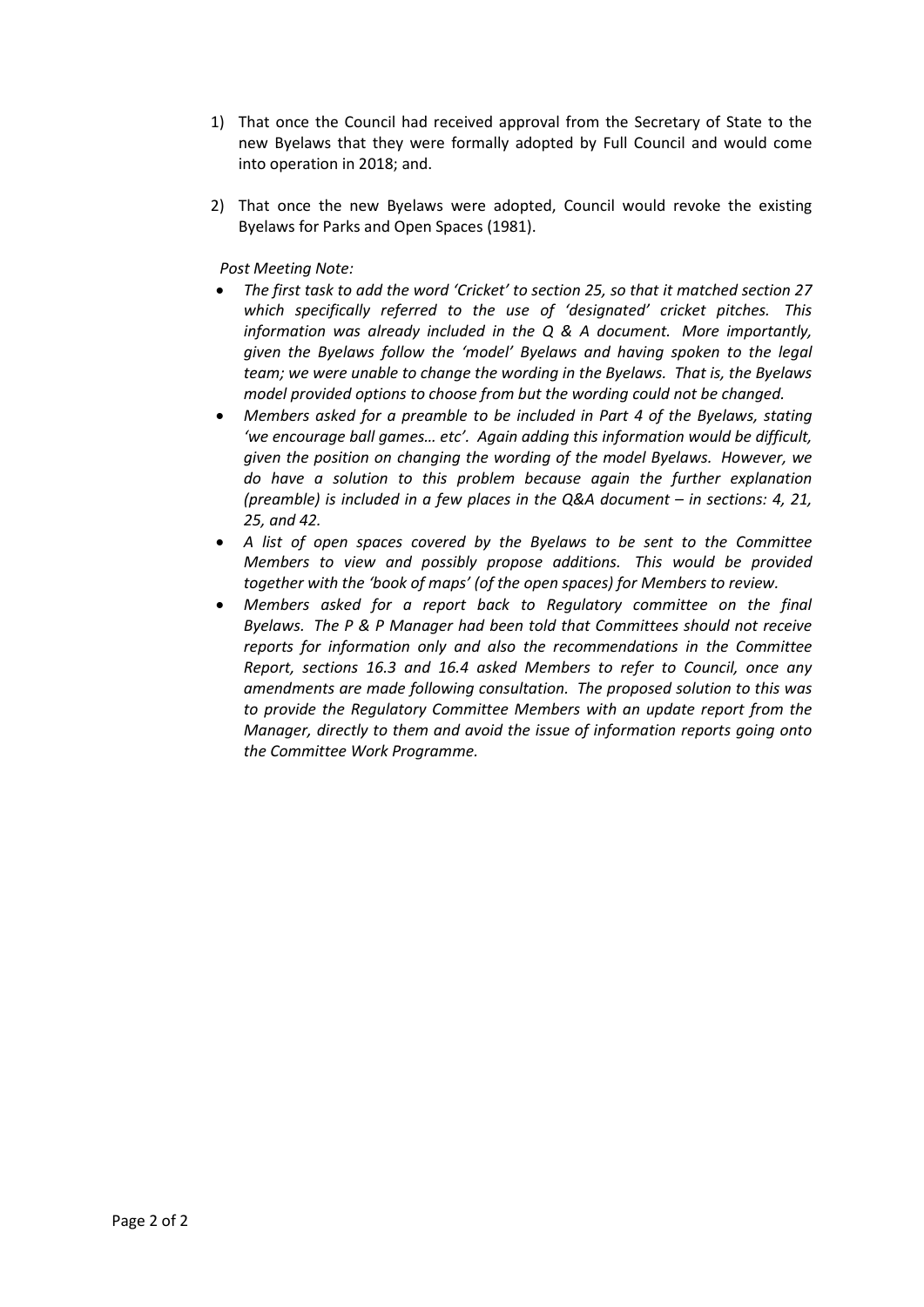1) That once the Council had received approval from the Secretary of State to the new Byelaws that they were formally adopted by Full Council and would come into operation in 2018; and.

2) That once the new Byelaws were adopted, Council would revoke the existing Byelaws for Parks and Open Spaces (1981).

*Post Meeting Note:*

- *The first task to add the word 'Cricket' to section 25, so that it matched section 27 which specifically referred to the use of 'designated' cricket pitches. This information was already included in the Q & A document. More importantly, given the Byelaws follow the 'model' Byelaws and having spoken to the legal team; we were unable to change the wording in the Byelaws. That is, the Byelaws model provided options to choose from but the wording could not be changed.*
- *Members asked for a preamble to be included in Part 4 of the Byelaws, stating 'we encourage ball games… etc'. Again adding this information would be difficult, given the position on changing the wording of the model Byelaws. However, we do have a solution to this problem because again the further explanation (preamble) is included in a few places in the Q&A document – in sections: 4, 21, 25, and 42.*
- *A list of open spaces covered by the Byelaws to be sent to the Committee Members to view and possibly propose additions. This would be provided together with the 'book of maps' (of the open spaces) for Members to review.*
- *Members asked for a report back to Regulatory committee on the final Byelaws. The P & P Manager had been told that Committees should not receive reports for information only and also the recommendations in the Committee Report, sections 16.3 and 16.4 asked Members to refer to Council, once any amendments are made following consultation. The proposed solution to this was to provide the Regulatory Committee Members with an update report from the Manager, directly to them and avoid the issue of information reports going onto the Committee Work Programme.*